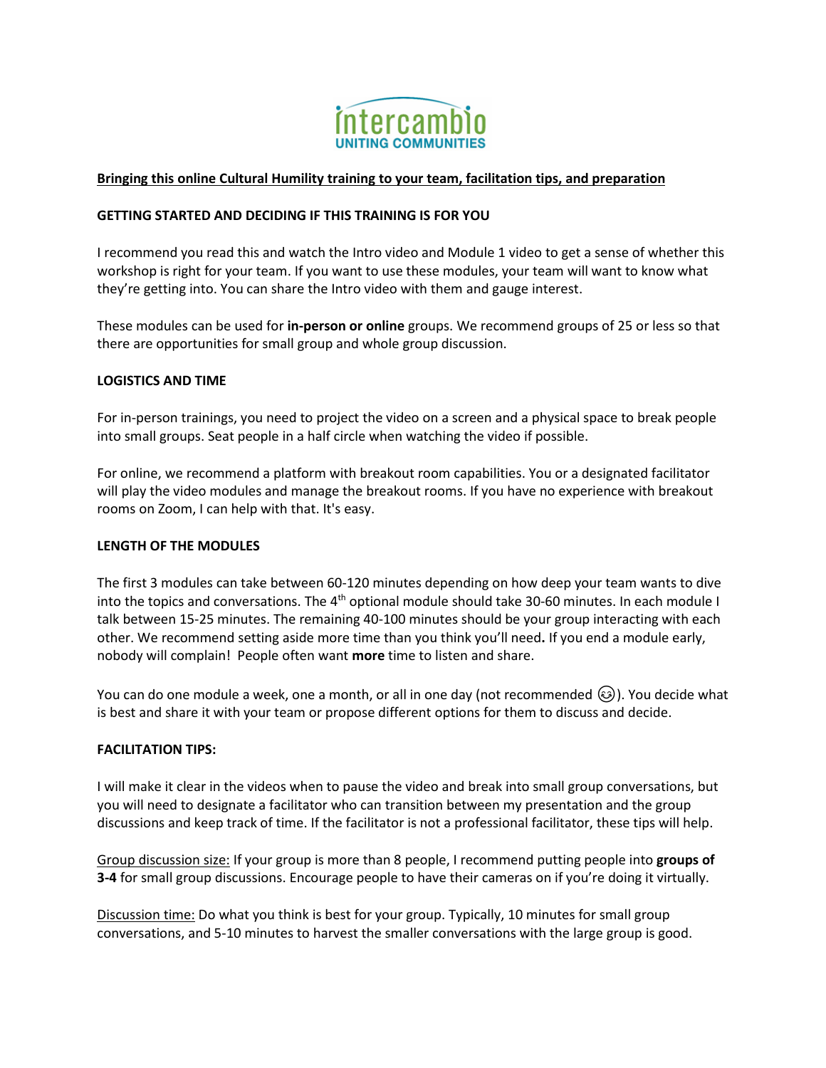intercambio
UNITING COMMUNITIES

**Bringing this online Cultural Humility training to your team, facilitation tips, and preparation**

## GETTING STARTED AND DECIDING IF THIS TRAINING IS FOR YOU

I recommend you read this and watch the Intro video and Module 1 video to get a sense of whether this workshop is right for your team. If you want to use these modules, your team will want to know what they're getting into. You can share the Intro video with them and gauge interest.

These modules can be used for **in-person or online** groups. We recommend groups of 25 or less so that there are opportunities for small group and whole group discussion.

## LOGISTICS AND TIME

For in-person trainings, you need to project the video on a screen and a physical space to break people into small groups. Seat people in a half circle when watching the video if possible.

For online, we recommend a platform with breakout room capabilities. You or a designated facilitator will play the video modules and manage the breakout rooms. If you have no experience with breakout rooms on Zoom, I can help with that. It's easy.

## LENGTH OF THE MODULES

The first 3 modules can take between 60-120 minutes depending on how deep your team wants to dive into the topics and conversations. The 4th optional module should take 30-60 minutes. In each module I talk between 15-25 minutes. The remaining 40-100 minutes should be your group interacting with each other. We recommend setting aside more time than you think you'll need**.** If you end a module early, nobody will complain! People often want **more** time to listen and share.

You can do one module a week, one a month, or all in one day (not recommended 😊). You decide what is best and share it with your team or propose different options for them to discuss and decide.

## FACILITATION TIPS:

I will make it clear in the videos when to pause the video and break into small group conversations, but you will need to designate a facilitator who can transition between my presentation and the group discussions and keep track of time. If the facilitator is not a professional facilitator, these tips will help.

Group discussion size: If your group is more than 8 people, I recommend putting people into **groups of 3-4** for small group discussions. Encourage people to have their cameras on if you're doing it virtually.

Discussion time: Do what you think is best for your group. Typically, 10 minutes for small group conversations, and 5-10 minutes to harvest the smaller conversations with the large group is good.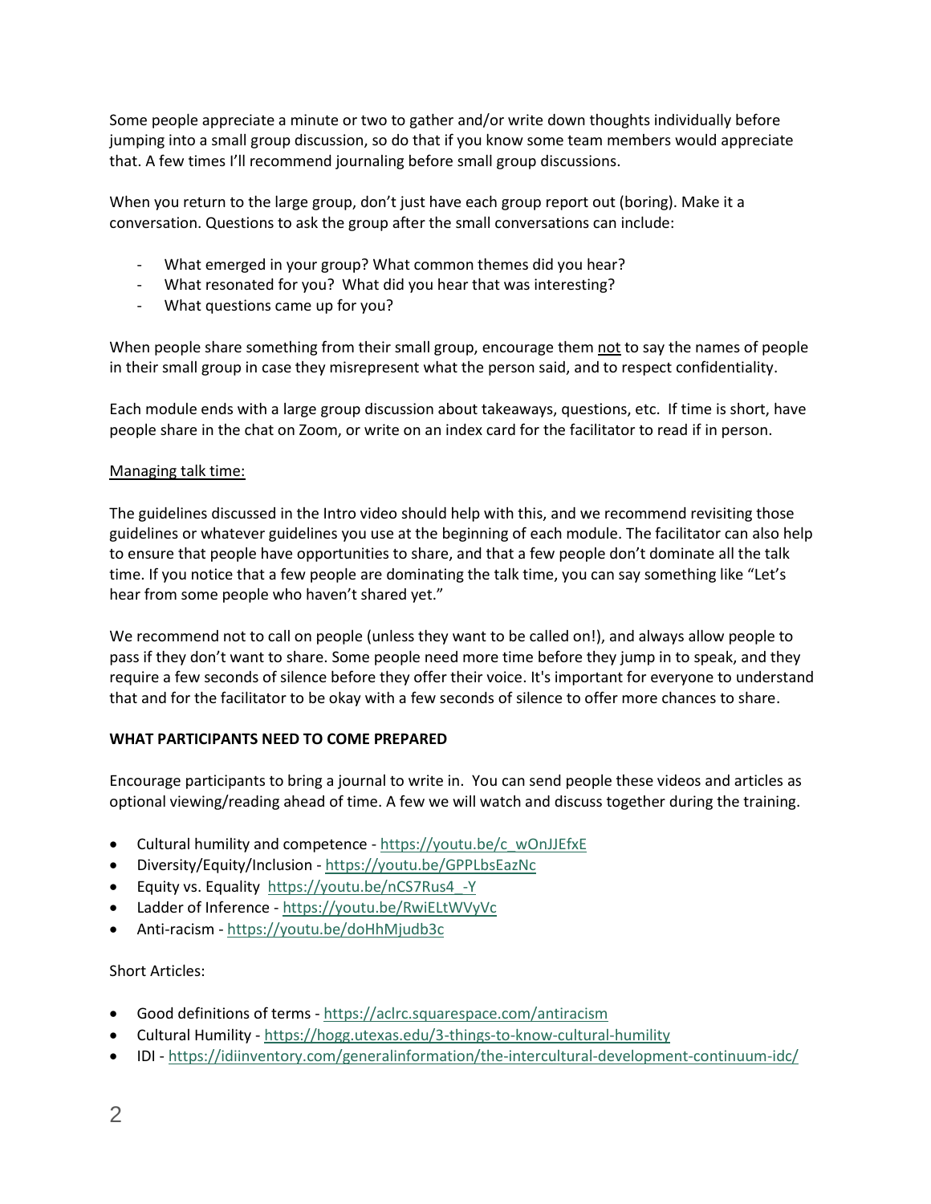Some people appreciate a minute or two to gather and/or write down thoughts individually before jumping into a small group discussion, so do that if you know some team members would appreciate that. A few times I'll recommend journaling before small group discussions.

When you return to the large group, don't just have each group report out (boring). Make it a conversation. Questions to ask the group after the small conversations can include:

- What emerged in your group? What common themes did you hear?
- What resonated for you? What did you hear that was interesting?
- What questions came up for you?

When people share something from their small group, encourage them <u>not</u> to say the names of people in their small group in case they misrepresent what the person said, and to respect confidentiality.

Each module ends with a large group discussion about takeaways, questions, etc. If time is short, have people share in the chat on Zoom, or write on an index card for the facilitator to read if in person.

<u>Managing talk time:</u>

The guidelines discussed in the Intro video should help with this, and we recommend revisiting those guidelines or whatever guidelines you use at the beginning of each module. The facilitator can also help to ensure that people have opportunities to share, and that a few people don't dominate all the talk time. If you notice that a few people are dominating the talk time, you can say something like "Let's hear from some people who haven't shared yet."

We recommend not to call on people (unless they want to be called on!), and always allow people to pass if they don't want to share. Some people need more time before they jump in to speak, and they require a few seconds of silence before they offer their voice. It's important for everyone to understand that and for the facilitator to be okay with a few seconds of silence to offer more chances to share.

**WHAT PARTICIPANTS NEED TO COME PREPARED**

Encourage participants to bring a journal to write in. You can send people these videos and articles as optional viewing/reading ahead of time. A few we will watch and discuss together during the training.

- Cultural humility and competence - https://youtu.be/c_wOnJJEfxE
- Diversity/Equity/Inclusion - https://youtu.be/GPPLbsEazNc
- Equity vs. Equality https://youtu.be/nCS7Rus4_-Y
- Ladder of Inference - https://youtu.be/RwiELtWVyVc
- Anti-racism - https://youtu.be/doHhMjudb3c

Short Articles:

- Good definitions of terms - https://aclrc.squarespace.com/antiracism
- Cultural Humility - https://hogg.utexas.edu/3-things-to-know-cultural-humility
- IDI - https://idiinventory.com/generalinformation/the-intercultural-development-continuum-idc/